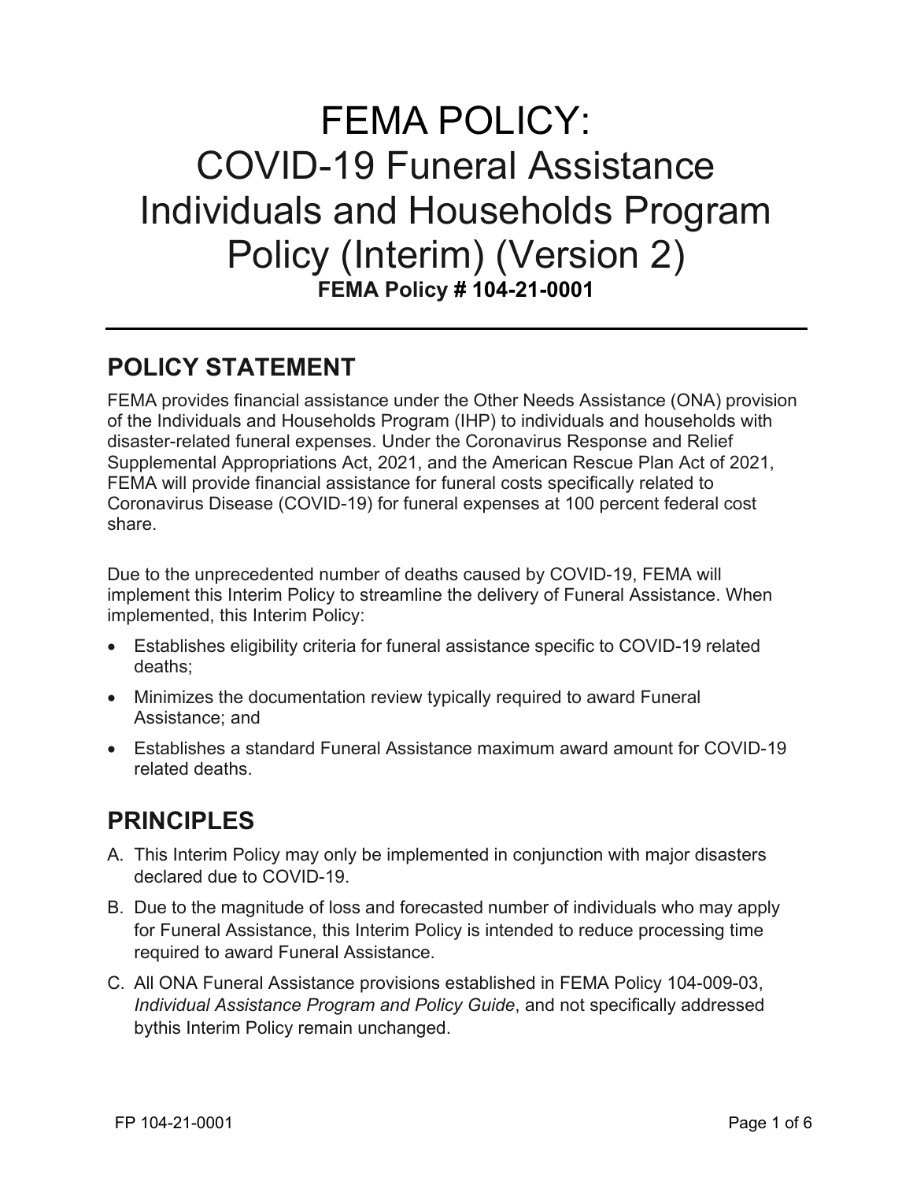# FEMA POLICY: COVID-19 Funeral Assistance Individuals and Households Program Policy (Interim) (Version 2)

**FEMA Policy # 104-21-0001**

---

## POLICY STATEMENT

FEMA provides financial assistance under the Other Needs Assistance (ONA) provision of the Individuals and Households Program (IHP) to individuals and households with disaster-related funeral expenses. Under the Coronavirus Response and Relief Supplemental Appropriations Act, 2021, and the American Rescue Plan Act of 2021, FEMA will provide financial assistance for funeral costs specifically related to Coronavirus Disease (COVID-19) for funeral expenses at 100 percent federal cost share.

Due to the unprecedented number of deaths caused by COVID-19, FEMA will implement this Interim Policy to streamline the delivery of Funeral Assistance. When implemented, this Interim Policy:

- Establishes eligibility criteria for funeral assistance specific to COVID-19 related deaths;
- Minimizes the documentation review typically required to award Funeral Assistance; and
- Establishes a standard Funeral Assistance maximum award amount for COVID-19 related deaths.

## PRINCIPLES

A. This Interim Policy may only be implemented in conjunction with major disasters declared due to COVID-19.

B. Due to the magnitude of loss and forecasted number of individuals who may apply for Funeral Assistance, this Interim Policy is intended to reduce processing time required to award Funeral Assistance.

C. All ONA Funeral Assistance provisions established in FEMA Policy 104-009-03, *Individual Assistance Program and Policy Guide*, and not specifically addressed bythis Interim Policy remain unchanged.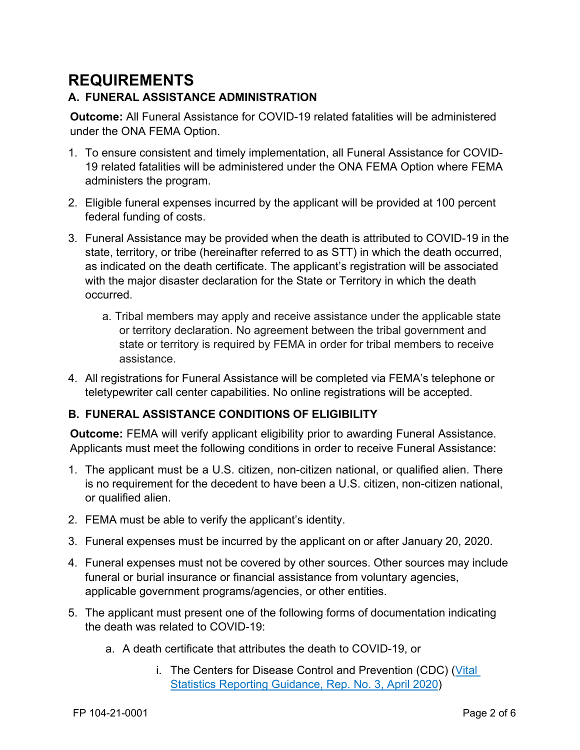# REQUIREMENTS

## A. FUNERAL ASSISTANCE ADMINISTRATION

**Outcome:** All Funeral Assistance for COVID-19 related fatalities will be administered under the ONA FEMA Option.

1. To ensure consistent and timely implementation, all Funeral Assistance for COVID-19 related fatalities will be administered under the ONA FEMA Option where FEMA administers the program.
2. Eligible funeral expenses incurred by the applicant will be provided at 100 percent federal funding of costs.
3. Funeral Assistance may be provided when the death is attributed to COVID-19 in the state, territory, or tribe (hereinafter referred to as STT) in which the death occurred, as indicated on the death certificate. The applicant's registration will be associated with the major disaster declaration for the State or Territory in which the death occurred.
   a. Tribal members may apply and receive assistance under the applicable state or territory declaration. No agreement between the tribal government and state or territory is required by FEMA in order for tribal members to receive assistance.
4. All registrations for Funeral Assistance will be completed via FEMA's telephone or teletypewriter call center capabilities. No online registrations will be accepted.

## B. FUNERAL ASSISTANCE CONDITIONS OF ELIGIBILITY

**Outcome:** FEMA will verify applicant eligibility prior to awarding Funeral Assistance. Applicants must meet the following conditions in order to receive Funeral Assistance:

1. The applicant must be a U.S. citizen, non-citizen national, or qualified alien. There is no requirement for the decedent to have been a U.S. citizen, non-citizen national, or qualified alien.
2. FEMA must be able to verify the applicant's identity.
3. Funeral expenses must be incurred by the applicant on or after January 20, 2020.
4. Funeral expenses must not be covered by other sources. Other sources may include funeral or burial insurance or financial assistance from voluntary agencies, applicable government programs/agencies, or other entities.
5. The applicant must present one of the following forms of documentation indicating the death was related to COVID-19:
   a. A death certificate that attributes the death to COVID-19, or
      i. The Centers for Disease Control and Prevention (CDC) ([Vital Statistics Reporting Guidance, Rep. No. 3, April 2020](Vital Statistics Reporting Guidance, Rep. No. 3, April 2020))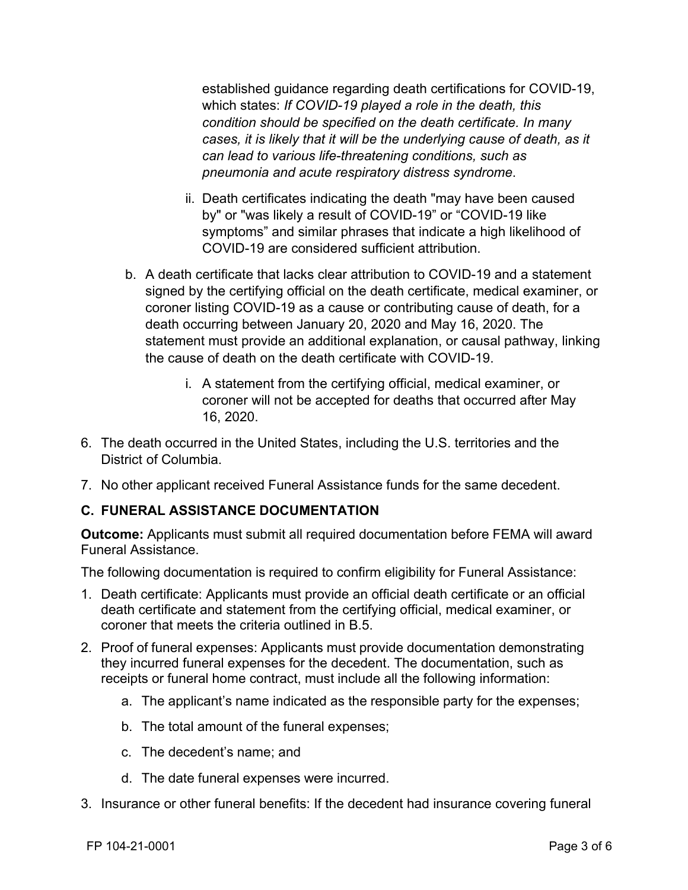established guidance regarding death certifications for COVID-19, which states: *If COVID-19 played a role in the death, this condition should be specified on the death certificate. In many cases, it is likely that it will be the underlying cause of death, as it can lead to various life-threatening conditions, such as pneumonia and acute respiratory distress syndrome*.

   ii. Death certificates indicating the death "may have been caused by" or "was likely a result of COVID-19" or "COVID-19 like symptoms" and similar phrases that indicate a high likelihood of COVID-19 are considered sufficient attribution.

b. A death certificate that lacks clear attribution to COVID-19 and a statement signed by the certifying official on the death certificate, medical examiner, or coroner listing COVID-19 as a cause or contributing cause of death, for a death occurring between January 20, 2020 and May 16, 2020. The statement must provide an additional explanation, or causal pathway, linking the cause of death on the death certificate with COVID-19.

   i. A statement from the certifying official, medical examiner, or coroner will not be accepted for deaths that occurred after May 16, 2020.

6. The death occurred in the United States, including the U.S. territories and the District of Columbia.

7. No other applicant received Funeral Assistance funds for the same decedent.

### C. FUNERAL ASSISTANCE DOCUMENTATION

**Outcome:** Applicants must submit all required documentation before FEMA will award Funeral Assistance.

The following documentation is required to confirm eligibility for Funeral Assistance:

1. Death certificate: Applicants must provide an official death certificate or an official death certificate and statement from the certifying official, medical examiner, or coroner that meets the criteria outlined in B.5.

2. Proof of funeral expenses: Applicants must provide documentation demonstrating they incurred funeral expenses for the decedent. The documentation, such as receipts or funeral home contract, must include all the following information:

   a. The applicant's name indicated as the responsible party for the expenses;

   b. The total amount of the funeral expenses;

   c. The decedent's name; and

   d. The date funeral expenses were incurred.

3. Insurance or other funeral benefits: If the decedent had insurance covering funeral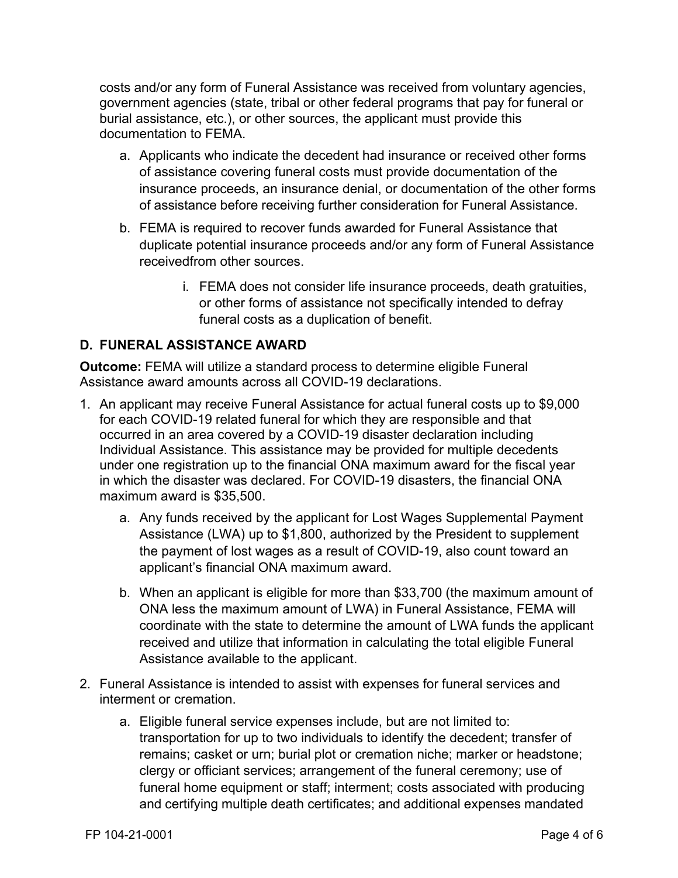costs and/or any form of Funeral Assistance was received from voluntary agencies, government agencies (state, tribal or other federal programs that pay for funeral or burial assistance, etc.), or other sources, the applicant must provide this documentation to FEMA.

a. Applicants who indicate the decedent had insurance or received other forms of assistance covering funeral costs must provide documentation of the insurance proceeds, an insurance denial, or documentation of the other forms of assistance before receiving further consideration for Funeral Assistance.

b. FEMA is required to recover funds awarded for Funeral Assistance that duplicate potential insurance proceeds and/or any form of Funeral Assistance receivedfrom other sources.

   i. FEMA does not consider life insurance proceeds, death gratuities, or other forms of assistance not specifically intended to defray funeral costs as a duplication of benefit.

## D. FUNERAL ASSISTANCE AWARD

**Outcome:** FEMA will utilize a standard process to determine eligible Funeral Assistance award amounts across all COVID-19 declarations.

1. An applicant may receive Funeral Assistance for actual funeral costs up to $9,000 for each COVID-19 related funeral for which they are responsible and that occurred in an area covered by a COVID-19 disaster declaration including Individual Assistance. This assistance may be provided for multiple decedents under one registration up to the financial ONA maximum award for the fiscal year in which the disaster was declared. For COVID-19 disasters, the financial ONA maximum award is $35,500.

   a. Any funds received by the applicant for Lost Wages Supplemental Payment Assistance (LWA) up to $1,800, authorized by the President to supplement the payment of lost wages as a result of COVID-19, also count toward an applicant's financial ONA maximum award.

   b. When an applicant is eligible for more than $33,700 (the maximum amount of ONA less the maximum amount of LWA) in Funeral Assistance, FEMA will coordinate with the state to determine the amount of LWA funds the applicant received and utilize that information in calculating the total eligible Funeral Assistance available to the applicant.

2. Funeral Assistance is intended to assist with expenses for funeral services and interment or cremation.

   a. Eligible funeral service expenses include, but are not limited to: transportation for up to two individuals to identify the decedent; transfer of remains; casket or urn; burial plot or cremation niche; marker or headstone; clergy or officiant services; arrangement of the funeral ceremony; use of funeral home equipment or staff; interment; costs associated with producing and certifying multiple death certificates; and additional expenses mandated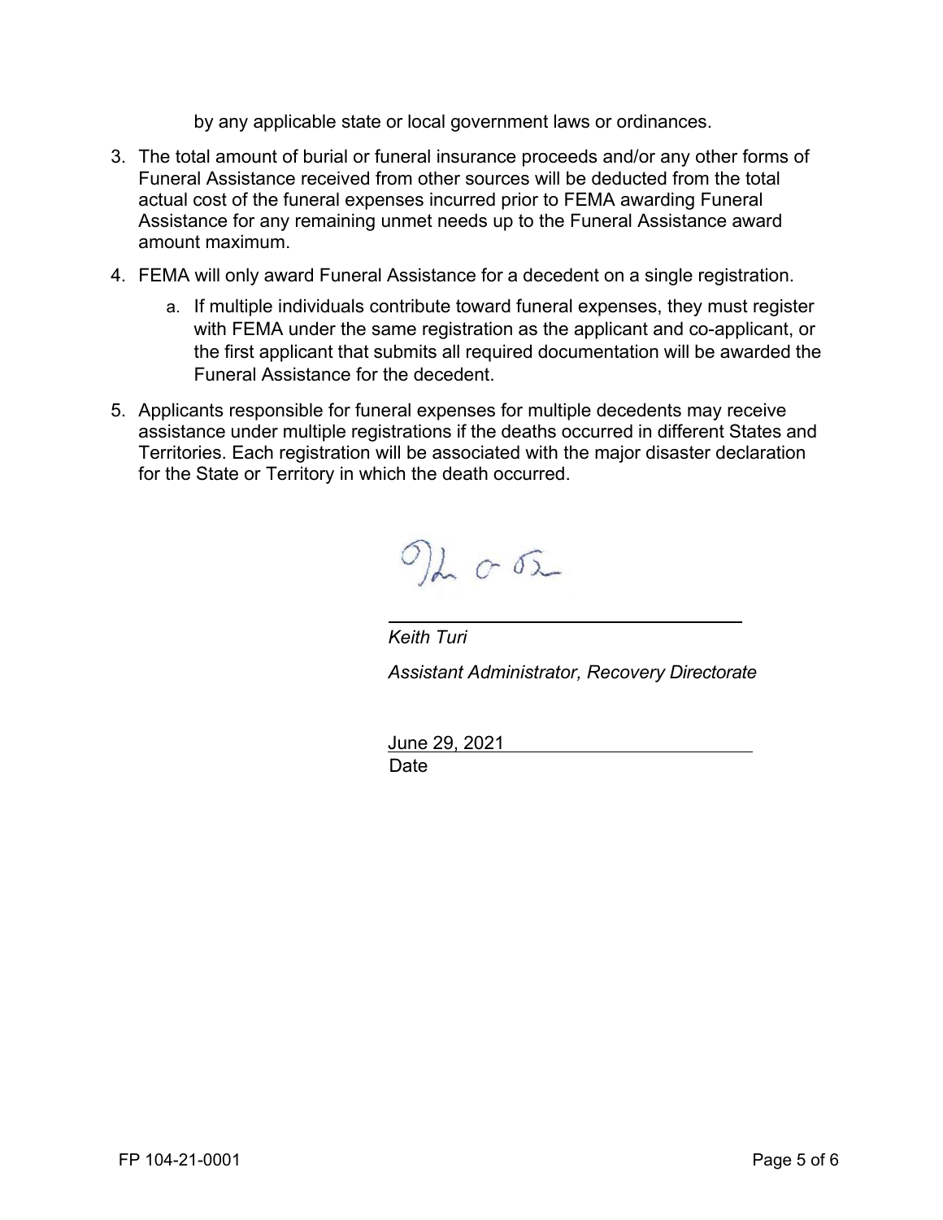by any applicable state or local government laws or ordinances.

3. The total amount of burial or funeral insurance proceeds and/or any other forms of Funeral Assistance received from other sources will be deducted from the total actual cost of the funeral expenses incurred prior to FEMA awarding Funeral Assistance for any remaining unmet needs up to the Funeral Assistance award amount maximum.
4. FEMA will only award Funeral Assistance for a decedent on a single registration.
   a. If multiple individuals contribute toward funeral expenses, they must register with FEMA under the same registration as the applicant and co-applicant, or the first applicant that submits all required documentation will be awarded the Funeral Assistance for the decedent.
5. Applicants responsible for funeral expenses for multiple decedents may receive assistance under multiple registrations if the deaths occurred in different States and Territories. Each registration will be associated with the major disaster declaration for the State or Territory in which the death occurred.

*Keith Turi*

*Assistant Administrator, Recovery Directorate*

June 29, 2021

Date

FP 104-21-0001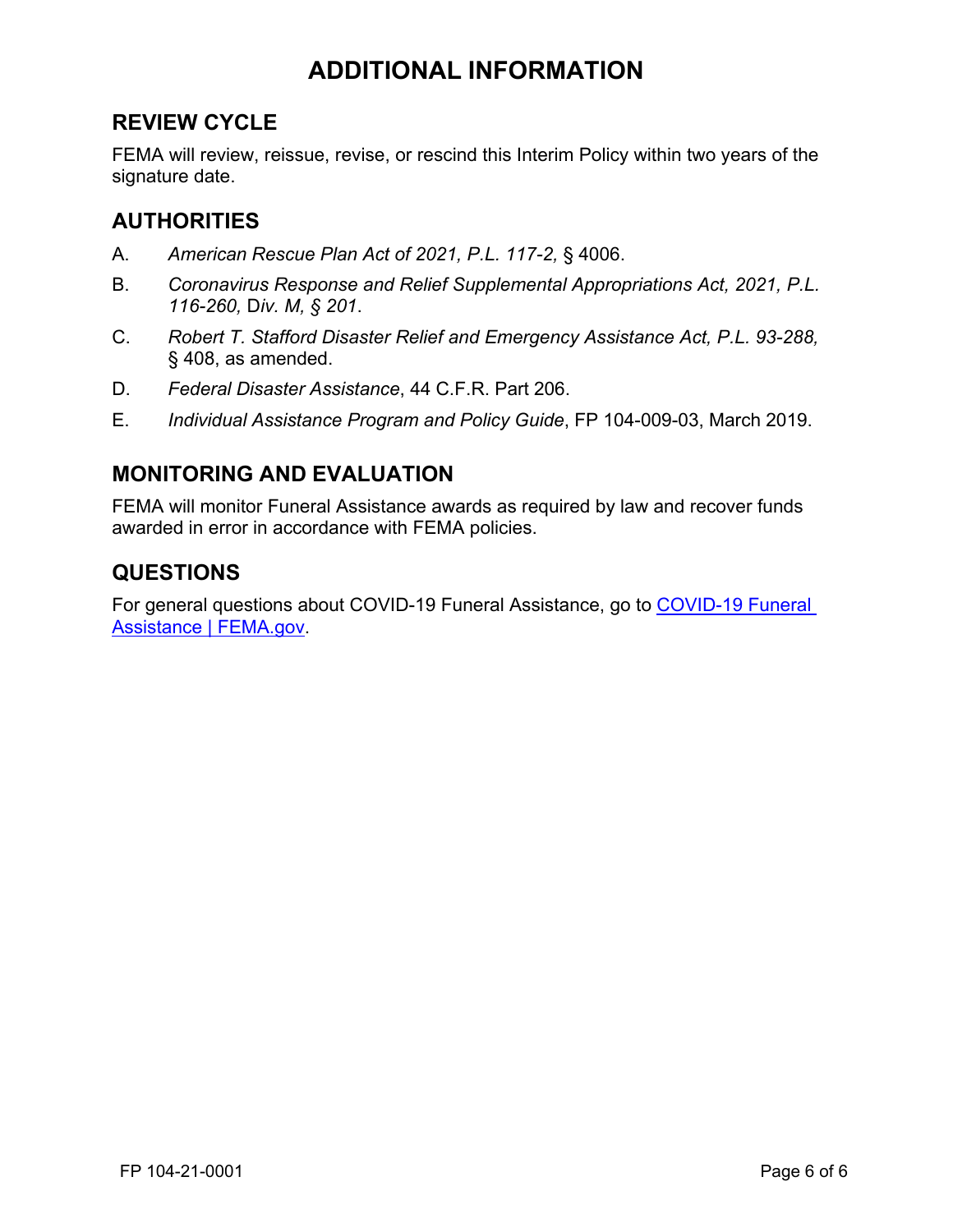# ADDITIONAL INFORMATION

## REVIEW CYCLE

FEMA will review, reissue, revise, or rescind this Interim Policy within two years of the signature date.

## AUTHORITIES

A. *American Rescue Plan Act of 2021, P.L. 117-2,* § 4006.

B. *Coronavirus Response and Relief Supplemental Appropriations Act, 2021, P.L. 116-260,* D*iv. M, § 201*.

C. *Robert T. Stafford Disaster Relief and Emergency Assistance Act, P.L. 93-288,* § 408, as amended.

D. *Federal Disaster Assistance*, 44 C.F.R. Part 206.

E. *Individual Assistance Program and Policy Guide*, FP 104-009-03, March 2019.

## MONITORING AND EVALUATION

FEMA will monitor Funeral Assistance awards as required by law and recover funds awarded in error in accordance with FEMA policies.

## QUESTIONS

For general questions about COVID-19 Funeral Assistance, go to [COVID-19 Funeral Assistance | FEMA.gov](COVID-19 Funeral Assistance | FEMA.gov).

FP 104-21-0001